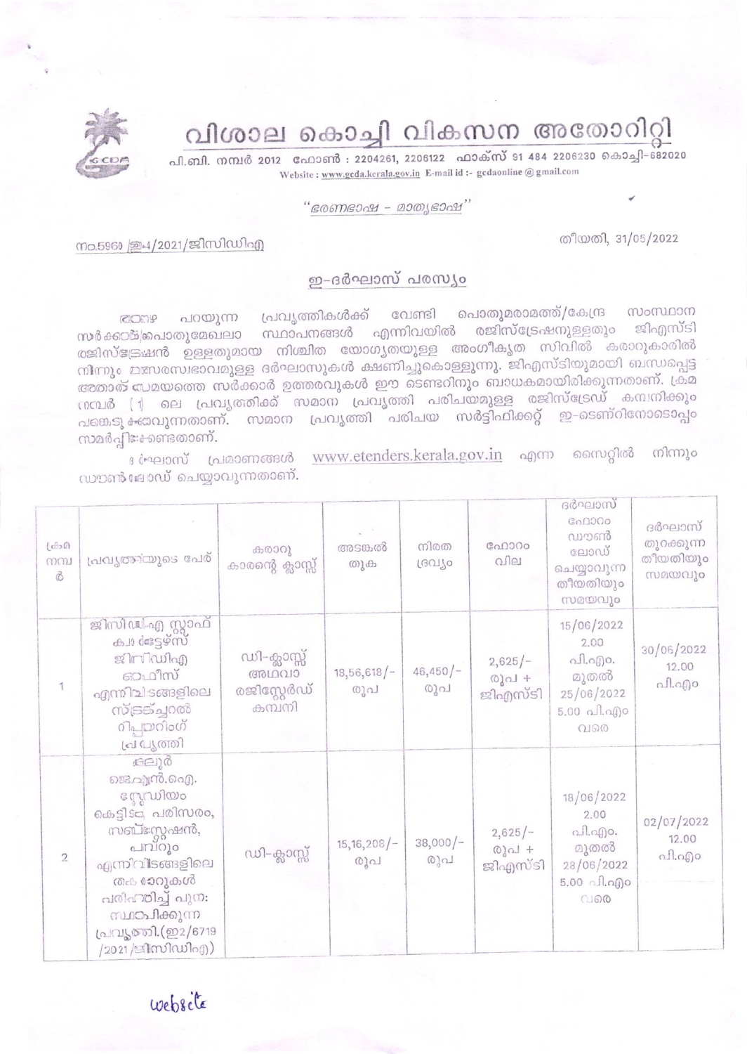# വിശാല കൊച്ചി വികസന അതോറിറ്റി

പി.ബി. നമ്പർ 2012 ഫോൺ : 2204261, 2206122 ഫാക്സ് 91 484 2206230 കൊച്ചി-682020
Website : www.gcda.kerala.gov.in E-mail id :- gcdaonline@gmail.com

*"ഭരണഭാഷ - മാതൃഭാഷ"*

നം.5960 /ഇ4/2021/ജിസിഡിഎ

തീയതി, 31/05/2022

## ഇ-ദർഘാസ് പരസ്യം

താഴെ പറയുന്ന പ്രവൃത്തികൾക്ക് വേണ്ടി പൊതുമരാമത്ത്/കേന്ദ്ര സംസ്ഥാന സർക്കാർ/പൊതുമേഖലാ സ്ഥാപനങ്ങൾ എന്നിവയിൽ രജിസ്ട്രേഷനുള്ളതും ജിഎസ്ടി രജിസ്ട്രേഷൻ ഉള്ളതുമായ നിശ്ചിത യോഗ്യതയുള്ള അംഗീകൃത സിവിൽ കരാറുകാരിൽ നിന്നും മത്സരസ്വഭാവമുള്ള ദർഘാസുകൾ ക്ഷണിച്ചുകൊള്ളുന്നു. ജിഎസ്ടിയുമായി ബന്ധപ്പെട്ട അതാത് സമയത്തെ സർക്കാർ ഉത്തരവുകൾ ഈ ടെണ്ടറിനും ബാധകമായിരിക്കുന്നതാണ്. ക്രമ നമ്പർ (1) ലെ പ്രവൃത്തിക്ക് സമാന പ്രവൃത്തി പരിചയമുള്ള രജിസ്ട്രേഡ് കമ്പനിക്കും പങ്കെടുക്കാവുന്നതാണ്. സമാന പ്രവൃത്തി പരിചയ സർട്ടിഫിക്കറ്റ് ഇ-ടെണ്ടറിനോടൊപ്പം സമർപ്പിക്കേണ്ടതാണ്.

ദർഘാസ് പ്രമാണങ്ങൾ www.etenders.kerala.gov.in എന്ന സൈറ്റിൽ നിന്നും ഡൗൺലോഡ് ചെയ്യാവുന്നതാണ്.

| ക്രമ നമ്പർ | പ്രവൃത്തിയുടെ പേര് | കരാറുകാരന്റെ ക്ലാസ്സ് | അടങ്കൽ തുക | നിരത ദ്രവ്യം | ഫോറം വില | ദർഘാസ് ഫോറം ഡൗൺ ലോഡ് ചെയ്യാവുന്ന തീയതിയും സമയവും | ദർഘാസ് തുറക്കുന്ന തീയതിയും സമയവും |
|---|---|---|---|---|---|---|---|
| 1 | ജിസിഡിഎ സ്റ്റാഫ് ക്വാർട്ടേഴ്സ് ജിസിഡിഎ ഓഫീസ് എന്നിവിടങ്ങളിലെ സ്ട്രക്ച്ചറൽ റിപ്പയറിംഗ് പ്രവൃത്തി | ഡി-ക്ലാസ്സ് അഥവാ രജിസ്റ്റേർഡ് കമ്പനി | 18,56,618/- രൂപ | 46,450/- രൂപ | 2,625/- രൂപ + ജിഎസ്ടി | 15/06/2022 2.00 പി.എം. മുതൽ 25/06/2022 5.00 പി.എം വരെ | 30/06/2022 12.00 പി.എം |
| 2 | കലൂർ ജെ.എൻ.ഐ. സ്റ്റേഡിയം കെട്ടിട പരിസരം, സബ്സ്റ്റേഷൻ, പമ്പ് റൂം എന്നിവിടങ്ങളിലെ തകരാറുകൾ പരിഹരിച്ച് പുനഃസ്ഥാപിക്കുന്ന പ്രവൃത്തി.(ഇ2/6719 /2021/ജിസിഡിഎ) | ഡി-ക്ലാസ്സ് | 15,16,208/- രൂപ | 38,000/- രൂപ | 2,625/- രൂപ + ജിഎസ്ടി | 18/06/2022 2.00 പി.എം. മുതൽ 28/06/2022 5.00 പി.എം വരെ | 02/07/2022 12.00 പി.എം |

website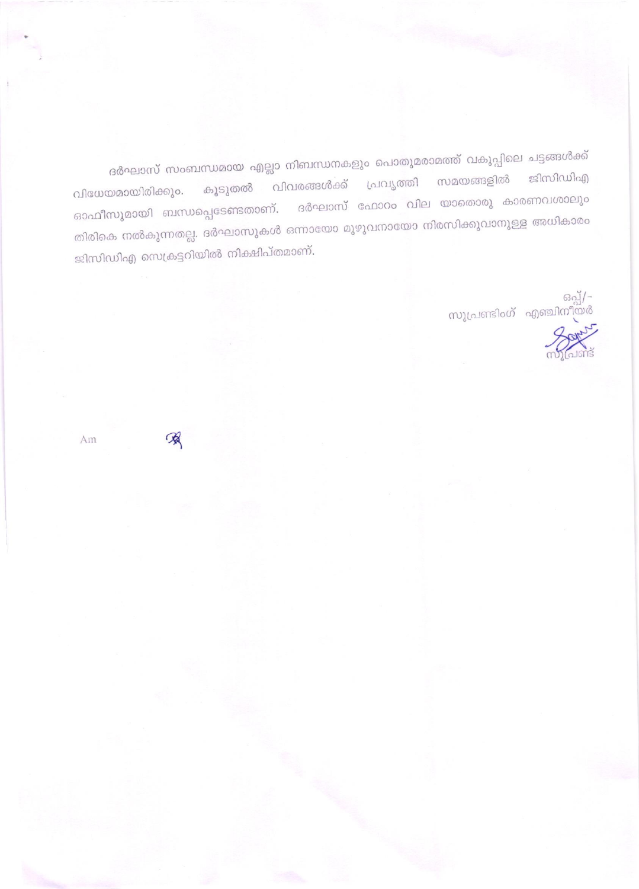ദർഘാസ് സംബന്ധമായ എല്ലാ നിബന്ധനകളും പൊതുമരാമത്ത് വകുപ്പിലെ ചട്ടങ്ങൾക്ക് വിധേയമായിരിക്കും. കൂടുതൽ വിവരങ്ങൾക്ക് പ്രവൃത്തി സമയങ്ങളിൽ ജിസിഡിഎ ഓഫീസുമായി ബന്ധപ്പെടേണ്ടതാണ്. ദർഘാസ് ഫോറം വില യാതൊരു കാരണവശാലും തിരികെ നൽകുന്നതല്ല. ദർഘാസുകൾ ഒന്നായോ മുഴുവനായോ നിരസിക്കുവാനുള്ള അധികാരം ജിസിഡിഎ സെക്രട്ടറിയിൽ നിക്ഷിപ്തമാണ്.

ഒപ്പ്/-
സൂപ്രണ്ടിംഗ് എഞ്ചിനീയർ

സൂപ്രണ്ട്

Am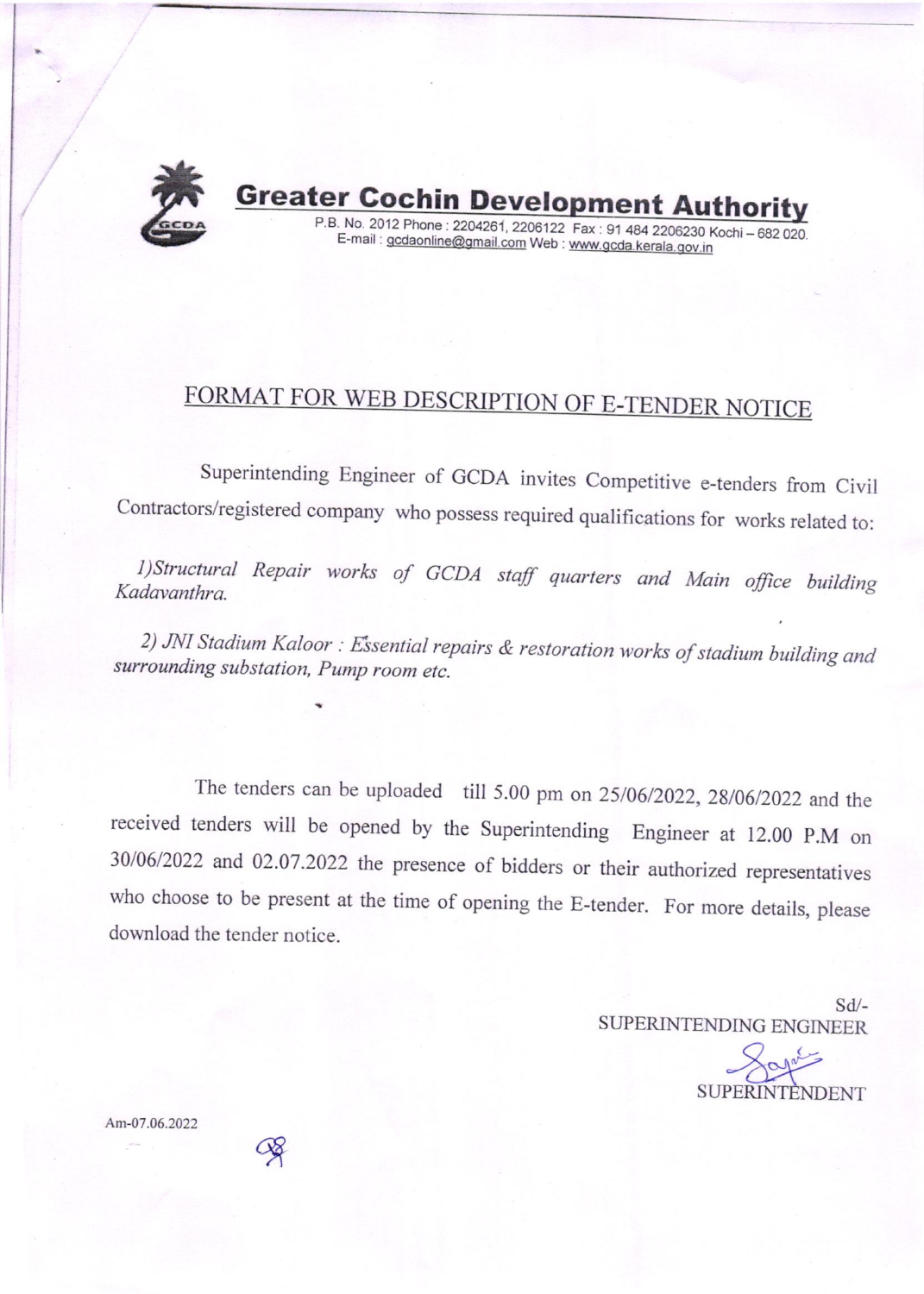# Greater Cochin Development Authority

P.B. No. 2012 Phone : 2204261, 2206122 Fax : 91 484 2206230 Kochi – 682 020.
E-mail : gcdaonline@gmail.com Web : www.gcda.kerala.gov.in

## FORMAT FOR WEB DESCRIPTION OF E-TENDER NOTICE

Superintending Engineer of GCDA invites Competitive e-tenders from Civil Contractors/registered company who possess required qualifications for works related to:

*1)Structural Repair works of GCDA staff quarters and Main office building Kadavanthra.*

*2) JNI Stadium Kaloor : Essential repairs & restoration works of stadium building and surrounding substation, Pump room etc.*

The tenders can be uploaded till 5.00 pm on 25/06/2022, 28/06/2022 and the received tenders will be opened by the Superintending Engineer at 12.00 P.M on 30/06/2022 and 02.07.2022 the presence of bidders or their authorized representatives who choose to be present at the time of opening the E-tender. For more details, please download the tender notice.

Sd/-
SUPERINTENDING ENGINEER

SUPERINTENDENT

Am-07.06.2022